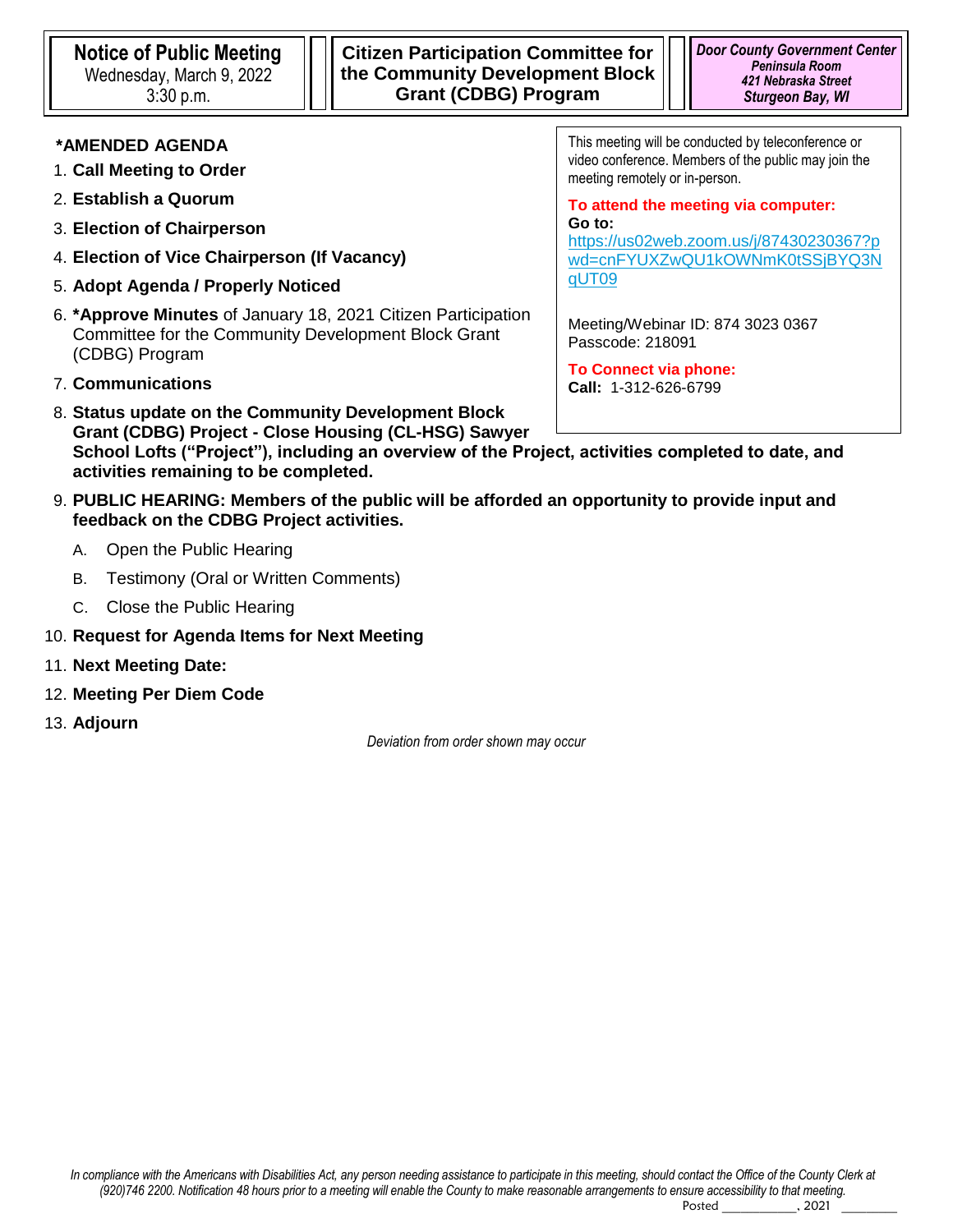**Notice of Public Meeting**
Wednesday, March 9, 2022
3:30 p.m.

**Citizen Participation Committee for the Community Development Block Grant (CDBG) Program**

***Door County Government Center***
***Peninsula Room***
***421 Nebraska Street***
***Sturgeon Bay, WI***

This meeting will be conducted by teleconference or video conference. Members of the public may join the meeting remotely or in-person.

**To attend the meeting via computer:**
**Go to:**
https://us02web.zoom.us/j/87430230367?pwd=cnFYUXZwQU1kOWNmK0tSSjBYQ3NqUT09

Meeting/Webinar ID: 874 3023 0367
Passcode: 218091

**To Connect via phone:**
**Call:** 1-312-626-6799

**\*AMENDED AGENDA**

1. **Call Meeting to Order**
2. **Establish a Quorum**
3. **Election of Chairperson**
4. **Election of Vice Chairperson (If Vacancy)**
5. **Adopt Agenda / Properly Noticed**
6. **\*Approve Minutes** of January 18, 2021 Citizen Participation Committee for the Community Development Block Grant (CDBG) Program
7. **Communications**
8. **Status update on the Community Development Block Grant (CDBG) Project - Close Housing (CL-HSG) Sawyer School Lofts ("Project"), including an overview of the Project, activities completed to date, and activities remaining to be completed.**
9. **PUBLIC HEARING: Members of the public will be afforded an opportunity to provide input and feedback on the CDBG Project activities.**
   A. Open the Public Hearing
   B. Testimony (Oral or Written Comments)
   C. Close the Public Hearing
10. **Request for Agenda Items for Next Meeting**
11. **Next Meeting Date:**
12. **Meeting Per Diem Code**
13. **Adjourn**

*Deviation from order shown may occur*

*In compliance with the Americans with Disabilities Act, any person needing assistance to participate in this meeting, should contact the Office of the County Clerk at (920)746 2200. Notification 48 hours prior to a meeting will enable the County to make reasonable arrangements to ensure accessibility to that meeting.*

Posted ___________, 2021 ________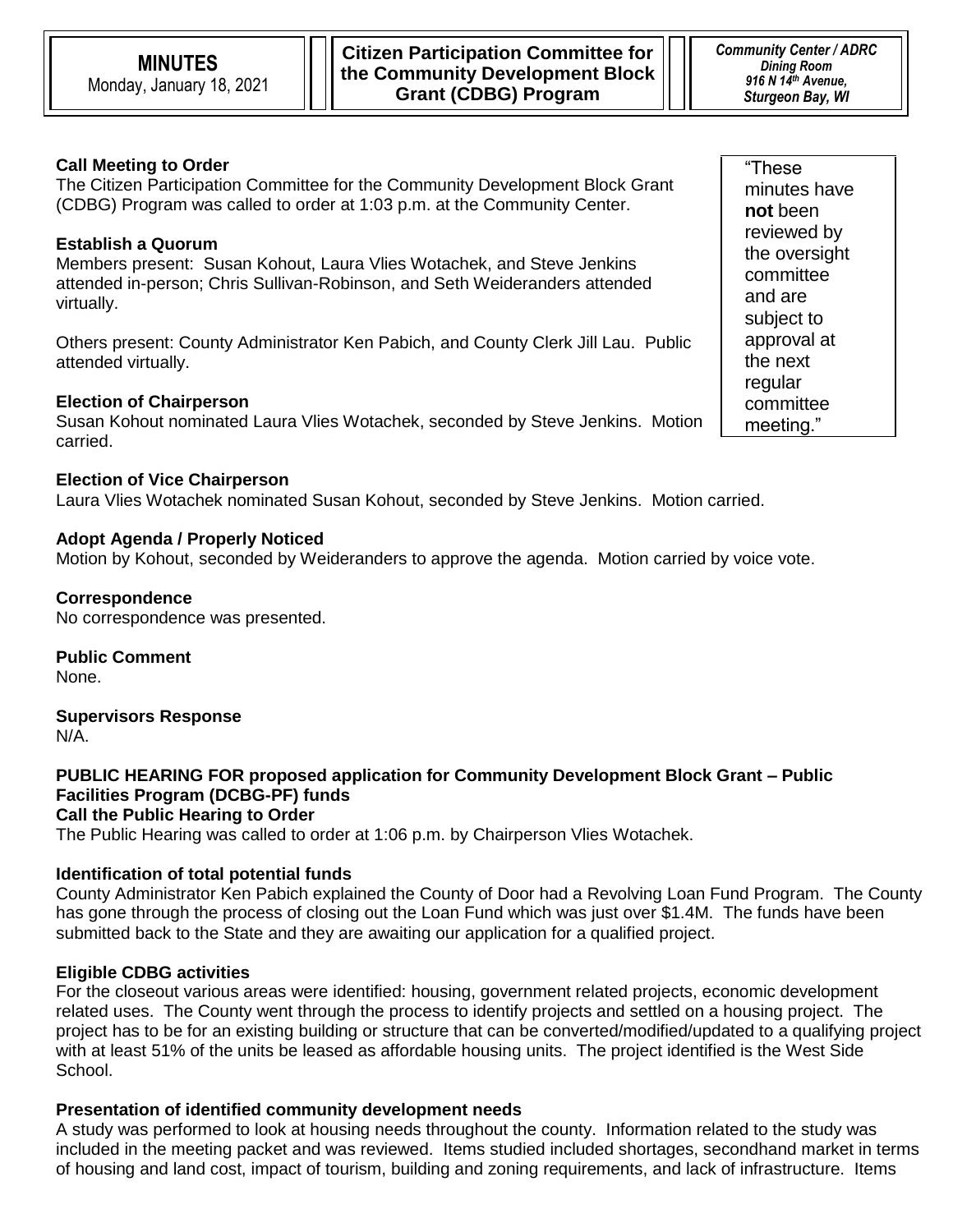**MINUTES**
Monday, January 18, 2021

**Citizen Participation Committee for the Community Development Block Grant (CDBG) Program**

*Community Center / ADRC Dining Room 916 N 14th Avenue, Sturgeon Bay, WI*

"These minutes have **not** been reviewed by the oversight committee and are subject to approval at the next regular committee meeting."

**Call Meeting to Order**
The Citizen Participation Committee for the Community Development Block Grant (CDBG) Program was called to order at 1:03 p.m. at the Community Center.

**Establish a Quorum**
Members present: Susan Kohout, Laura Vlies Wotachek, and Steve Jenkins attended in-person; Chris Sullivan-Robinson, and Seth Weideranders attended virtually.

Others present: County Administrator Ken Pabich, and County Clerk Jill Lau. Public attended virtually.

**Election of Chairperson**
Susan Kohout nominated Laura Vlies Wotachek, seconded by Steve Jenkins. Motion carried.

**Election of Vice Chairperson**
Laura Vlies Wotachek nominated Susan Kohout, seconded by Steve Jenkins. Motion carried.

**Adopt Agenda / Properly Noticed**
Motion by Kohout, seconded by Weideranders to approve the agenda. Motion carried by voice vote.

**Correspondence**
No correspondence was presented.

**Public Comment**
None.

**Supervisors Response**
N/A.

**PUBLIC HEARING FOR proposed application for Community Development Block Grant – Public Facilities Program (DCBG-PF) funds**
**Call the Public Hearing to Order**
The Public Hearing was called to order at 1:06 p.m. by Chairperson Vlies Wotachek.

**Identification of total potential funds**
County Administrator Ken Pabich explained the County of Door had a Revolving Loan Fund Program. The County has gone through the process of closing out the Loan Fund which was just over $1.4M. The funds have been submitted back to the State and they are awaiting our application for a qualified project.

**Eligible CDBG activities**
For the closeout various areas were identified: housing, government related projects, economic development related uses. The County went through the process to identify projects and settled on a housing project. The project has to be for an existing building or structure that can be converted/modified/updated to a qualifying project with at least 51% of the units be leased as affordable housing units. The project identified is the West Side School.

**Presentation of identified community development needs**
A study was performed to look at housing needs throughout the county. Information related to the study was included in the meeting packet and was reviewed. Items studied included shortages, secondhand market in terms of housing and land cost, impact of tourism, building and zoning requirements, and lack of infrastructure. Items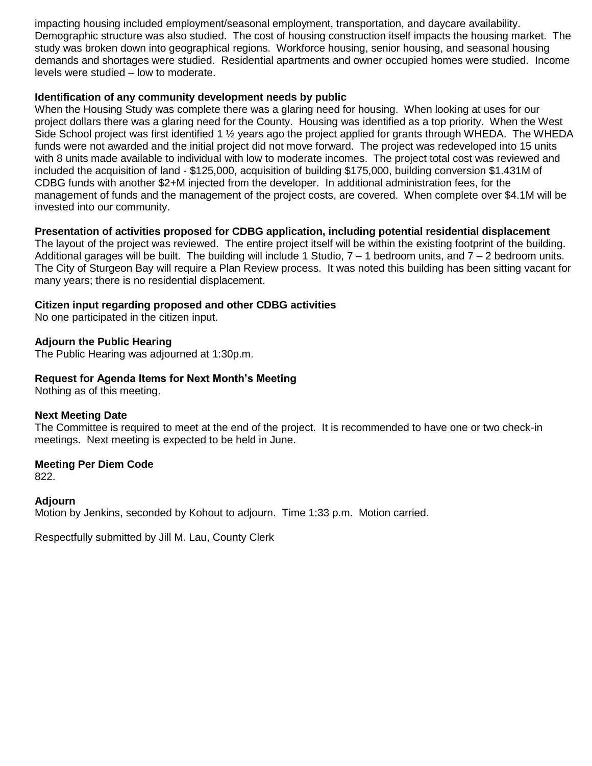impacting housing included employment/seasonal employment, transportation, and daycare availability. Demographic structure was also studied. The cost of housing construction itself impacts the housing market. The study was broken down into geographical regions. Workforce housing, senior housing, and seasonal housing demands and shortages were studied. Residential apartments and owner occupied homes were studied. Income levels were studied – low to moderate.

**Identification of any community development needs by public**

When the Housing Study was complete there was a glaring need for housing. When looking at uses for our project dollars there was a glaring need for the County. Housing was identified as a top priority. When the West Side School project was first identified 1 ½ years ago the project applied for grants through WHEDA. The WHEDA funds were not awarded and the initial project did not move forward. The project was redeveloped into 15 units with 8 units made available to individual with low to moderate incomes. The project total cost was reviewed and included the acquisition of land - $125,000, acquisition of building $175,000, building conversion $1.431M of CDBG funds with another $2+M injected from the developer. In additional administration fees, for the management of funds and the management of the project costs, are covered. When complete over $4.1M will be invested into our community.

**Presentation of activities proposed for CDBG application, including potential residential displacement**

The layout of the project was reviewed. The entire project itself will be within the existing footprint of the building. Additional garages will be built. The building will include 1 Studio, 7 – 1 bedroom units, and 7 – 2 bedroom units. The City of Sturgeon Bay will require a Plan Review process. It was noted this building has been sitting vacant for many years; there is no residential displacement.

**Citizen input regarding proposed and other CDBG activities**

No one participated in the citizen input.

**Adjourn the Public Hearing**

The Public Hearing was adjourned at 1:30p.m.

**Request for Agenda Items for Next Month's Meeting**

Nothing as of this meeting.

**Next Meeting Date**

The Committee is required to meet at the end of the project. It is recommended to have one or two check-in meetings. Next meeting is expected to be held in June.

**Meeting Per Diem Code**

822.

**Adjourn**

Motion by Jenkins, seconded by Kohout to adjourn. Time 1:33 p.m. Motion carried.

Respectfully submitted by Jill M. Lau, County Clerk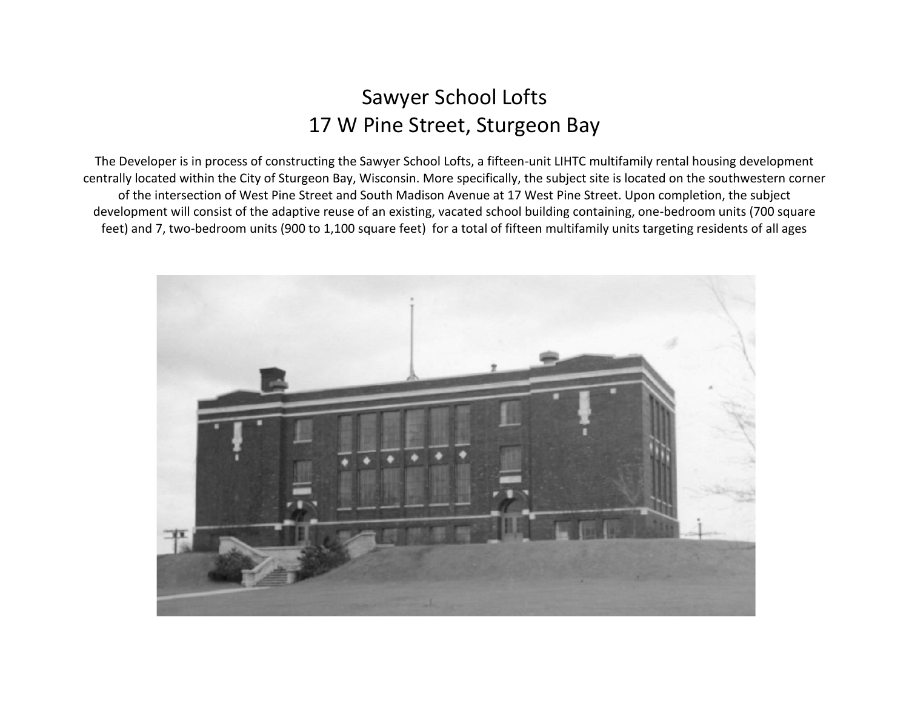# Sawyer School Lofts
# 17 W Pine Street, Sturgeon Bay

The Developer is in process of constructing the Sawyer School Lofts, a fifteen-unit LIHTC multifamily rental housing development centrally located within the City of Sturgeon Bay, Wisconsin. More specifically, the subject site is located on the southwestern corner of the intersection of West Pine Street and South Madison Avenue at 17 West Pine Street. Upon completion, the subject development will consist of the adaptive reuse of an existing, vacated school building containing, one-bedroom units (700 square feet) and 7, two-bedroom units (900 to 1,100 square feet) for a total of fifteen multifamily units targeting residents of all ages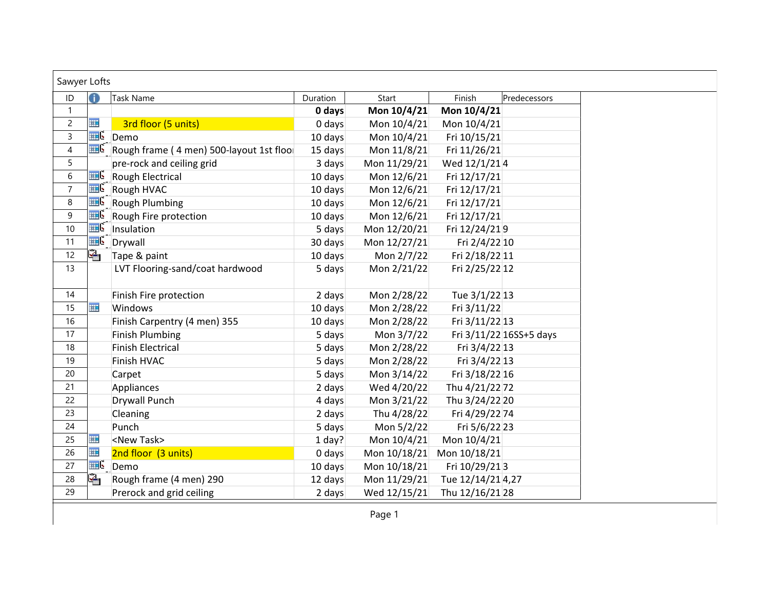Sawyer Lofts

| ID | | Task Name | Duration | Start | Finish | Predecessors |
|---|---|---|---|---|---|---|
| 1 | | | **0 days** | **Mon 10/4/21** | **Mon 10/4/21** | |
| 2 | | 3rd floor (5 units) | 0 days | Mon 10/4/21 | Mon 10/4/21 | |
| 3 | | Demo | 10 days | Mon 10/4/21 | Fri 10/15/21 | |
| 4 | | Rough frame ( 4 men) 500-layout 1st floor | 15 days | Mon 11/8/21 | Fri 11/26/21 | |
| 5 | | pre-rock and ceiling grid | 3 days | Mon 11/29/21 | Wed 12/1/21 | 4 |
| 6 | | Rough Electrical | 10 days | Mon 12/6/21 | Fri 12/17/21 | |
| 7 | | Rough HVAC | 10 days | Mon 12/6/21 | Fri 12/17/21 | |
| 8 | | Rough Plumbing | 10 days | Mon 12/6/21 | Fri 12/17/21 | |
| 9 | | Rough Fire protection | 10 days | Mon 12/6/21 | Fri 12/17/21 | |
| 10 | | Insulation | 5 days | Mon 12/20/21 | Fri 12/24/21 | 9 |
| 11 | | Drywall | 30 days | Mon 12/27/21 | Fri 2/4/22 | 10 |
| 12 | | Tape & paint | 10 days | Mon 2/7/22 | Fri 2/18/22 | 11 |
| 13 | | LVT Flooring-sand/coat hardwood | 5 days | Mon 2/21/22 | Fri 2/25/22 | 12 |
| 14 | | Finish Fire protection | 2 days | Mon 2/28/22 | Tue 3/1/22 | 13 |
| 15 | | Windows | 10 days | Mon 2/28/22 | Fri 3/11/22 | |
| 16 | | Finish Carpentry (4 men) 355 | 10 days | Mon 2/28/22 | Fri 3/11/22 | 13 |
| 17 | | Finish Plumbing | 5 days | Mon 3/7/22 | Fri 3/11/22 | 16SS+5 days |
| 18 | | Finish Electrical | 5 days | Mon 2/28/22 | Fri 3/4/22 | 13 |
| 19 | | Finish HVAC | 5 days | Mon 2/28/22 | Fri 3/4/22 | 13 |
| 20 | | Carpet | 5 days | Mon 3/14/22 | Fri 3/18/22 | 16 |
| 21 | | Appliances | 2 days | Wed 4/20/22 | Thu 4/21/22 | 72 |
| 22 | | Drywall Punch | 4 days | Mon 3/21/22 | Thu 3/24/22 | 20 |
| 23 | | Cleaning | 2 days | Thu 4/28/22 | Fri 4/29/22 | 74 |
| 24 | | Punch | 5 days | Mon 5/2/22 | Fri 5/6/22 | 23 |
| 25 | | <New Task> | 1 day? | Mon 10/4/21 | Mon 10/4/21 | |
| 26 | | 2nd floor (3 units) | 0 days | Mon 10/18/21 | Mon 10/18/21 | |
| 27 | | Demo | 10 days | Mon 10/18/21 | Fri 10/29/21 | 3 |
| 28 | | Rough frame (4 men) 290 | 12 days | Mon 11/29/21 | Tue 12/14/21 | 4,27 |
| 29 | | Prerock and grid ceiling | 2 days | Wed 12/15/21 | Thu 12/16/21 | 28 |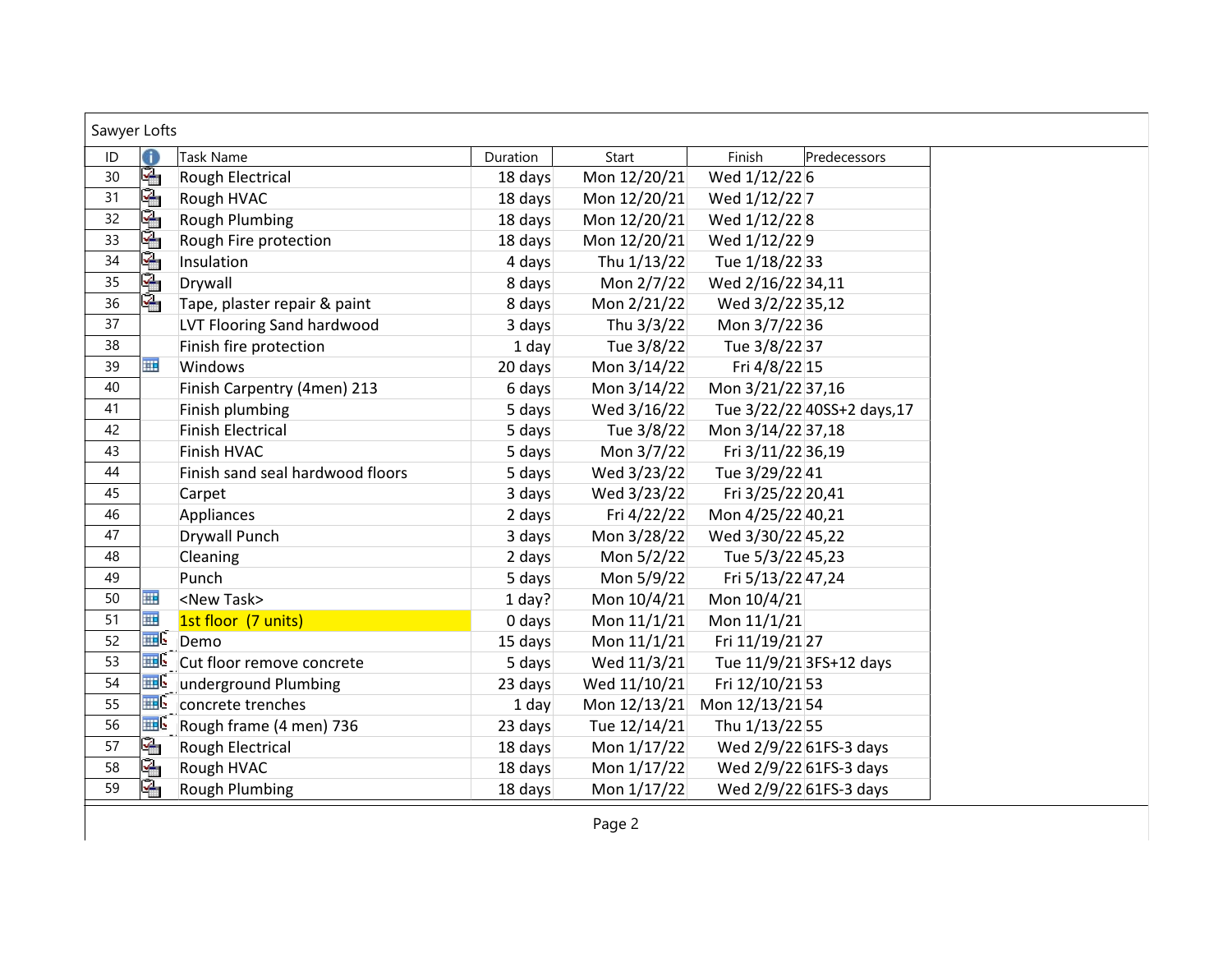Sawyer Lofts

| ID | | Task Name | Duration | Start | Finish | Predecessors |
|---|---|---|---|---|---|---|
| 30 | | Rough Electrical | 18 days | Mon 12/20/21 | Wed 1/12/22 | 6 |
| 31 | | Rough HVAC | 18 days | Mon 12/20/21 | Wed 1/12/22 | 7 |
| 32 | | Rough Plumbing | 18 days | Mon 12/20/21 | Wed 1/12/22 | 8 |
| 33 | | Rough Fire protection | 18 days | Mon 12/20/21 | Wed 1/12/22 | 9 |
| 34 | | Insulation | 4 days | Thu 1/13/22 | Tue 1/18/22 | 33 |
| 35 | | Drywall | 8 days | Mon 2/7/22 | Wed 2/16/22 | 34,11 |
| 36 | | Tape, plaster repair & paint | 8 days | Mon 2/21/22 | Wed 3/2/22 | 35,12 |
| 37 | | LVT Flooring Sand hardwood | 3 days | Thu 3/3/22 | Mon 3/7/22 | 36 |
| 38 | | Finish fire protection | 1 day | Tue 3/8/22 | Tue 3/8/22 | 37 |
| 39 | | Windows | 20 days | Mon 3/14/22 | Fri 4/8/22 | 15 |
| 40 | | Finish Carpentry (4men) 213 | 6 days | Mon 3/14/22 | Mon 3/21/22 | 37,16 |
| 41 | | Finish plumbing | 5 days | Wed 3/16/22 | Tue 3/22/22 | 40SS+2 days,17 |
| 42 | | Finish Electrical | 5 days | Tue 3/8/22 | Mon 3/14/22 | 37,18 |
| 43 | | Finish HVAC | 5 days | Mon 3/7/22 | Fri 3/11/22 | 36,19 |
| 44 | | Finish sand seal hardwood floors | 5 days | Wed 3/23/22 | Tue 3/29/22 | 41 |
| 45 | | Carpet | 3 days | Wed 3/23/22 | Fri 3/25/22 | 20,41 |
| 46 | | Appliances | 2 days | Fri 4/22/22 | Mon 4/25/22 | 40,21 |
| 47 | | Drywall Punch | 3 days | Mon 3/28/22 | Wed 3/30/22 | 45,22 |
| 48 | | Cleaning | 2 days | Mon 5/2/22 | Tue 5/3/22 | 45,23 |
| 49 | | Punch | 5 days | Mon 5/9/22 | Fri 5/13/22 | 47,24 |
| 50 | | <New Task> | 1 day? | Mon 10/4/21 | Mon 10/4/21 | |
| 51 | | 1st floor (7 units) | 0 days | Mon 11/1/21 | Mon 11/1/21 | |
| 52 | | Demo | 15 days | Mon 11/1/21 | Fri 11/19/21 | 27 |
| 53 | | Cut floor remove concrete | 5 days | Wed 11/3/21 | Tue 11/9/21 | 3FS+12 days |
| 54 | | underground Plumbing | 23 days | Wed 11/10/21 | Fri 12/10/21 | 53 |
| 55 | | concrete trenches | 1 day | Mon 12/13/21 | Mon 12/13/21 | 54 |
| 56 | | Rough frame (4 men) 736 | 23 days | Tue 12/14/21 | Thu 1/13/22 | 55 |
| 57 | | Rough Electrical | 18 days | Mon 1/17/22 | Wed 2/9/22 | 61FS-3 days |
| 58 | | Rough HVAC | 18 days | Mon 1/17/22 | Wed 2/9/22 | 61FS-3 days |
| 59 | | Rough Plumbing | 18 days | Mon 1/17/22 | Wed 2/9/22 | 61FS-3 days |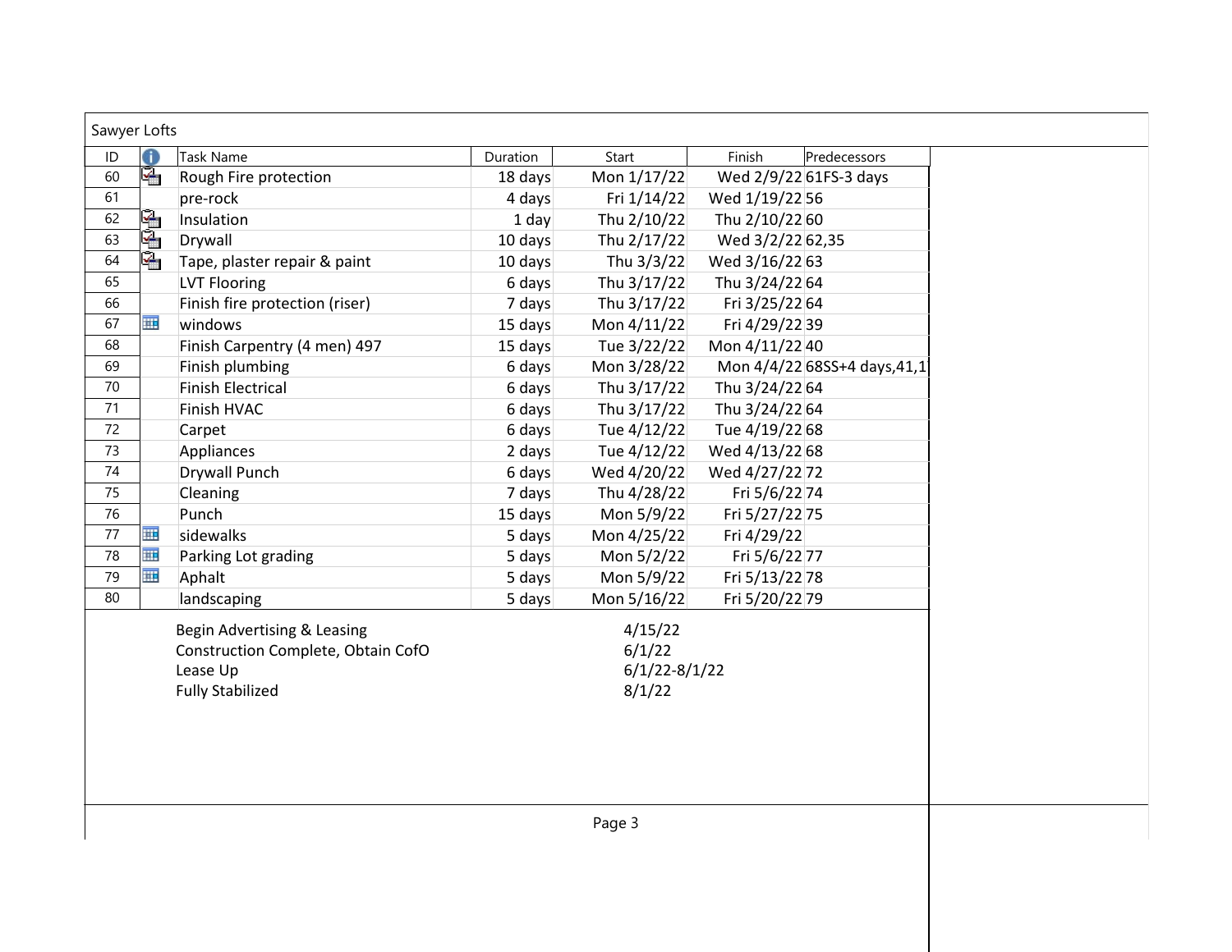Sawyer Lofts

| ID | | Task Name | Duration | Start | Finish | Predecessors |
|---|---|---|---|---|---|---|
| 60 | | Rough Fire protection | 18 days | Mon 1/17/22 | Wed 2/9/22 | 61FS-3 days |
| 61 | | pre-rock | 4 days | Fri 1/14/22 | Wed 1/19/22 | 56 |
| 62 | | Insulation | 1 day | Thu 2/10/22 | Thu 2/10/22 | 60 |
| 63 | | Drywall | 10 days | Thu 2/17/22 | Wed 3/2/22 | 62,35 |
| 64 | | Tape, plaster repair & paint | 10 days | Thu 3/3/22 | Wed 3/16/22 | 63 |
| 65 | | LVT Flooring | 6 days | Thu 3/17/22 | Thu 3/24/22 | 64 |
| 66 | | Finish fire protection (riser) | 7 days | Thu 3/17/22 | Fri 3/25/22 | 64 |
| 67 | | windows | 15 days | Mon 4/11/22 | Fri 4/29/22 | 39 |
| 68 | | Finish Carpentry (4 men) 497 | 15 days | Tue 3/22/22 | Mon 4/11/22 | 40 |
| 69 | | Finish plumbing | 6 days | Mon 3/28/22 | Mon 4/4/22 | 68SS+4 days,41,1 |
| 70 | | Finish Electrical | 6 days | Thu 3/17/22 | Thu 3/24/22 | 64 |
| 71 | | Finish HVAC | 6 days | Thu 3/17/22 | Thu 3/24/22 | 64 |
| 72 | | Carpet | 6 days | Tue 4/12/22 | Tue 4/19/22 | 68 |
| 73 | | Appliances | 2 days | Tue 4/12/22 | Wed 4/13/22 | 68 |
| 74 | | Drywall Punch | 6 days | Wed 4/20/22 | Wed 4/27/22 | 72 |
| 75 | | Cleaning | 7 days | Thu 4/28/22 | Fri 5/6/22 | 74 |
| 76 | | Punch | 15 days | Mon 5/9/22 | Fri 5/27/22 | 75 |
| 77 | | sidewalks | 5 days | Mon 4/25/22 | Fri 4/29/22 | |
| 78 | | Parking Lot grading | 5 days | Mon 5/2/22 | Fri 5/6/22 | 77 |
| 79 | | Aphalt | 5 days | Mon 5/9/22 | Fri 5/13/22 | 78 |
| 80 | | landscaping | 5 days | Mon 5/16/22 | Fri 5/20/22 | 79 |

| | |
|---|---|
| Begin Advertising & Leasing | 4/15/22 |
| Construction Complete, Obtain CofO | 6/1/22 |
| Lease Up | 6/1/22-8/1/22 |
| Fully Stabilized | 8/1/22 |